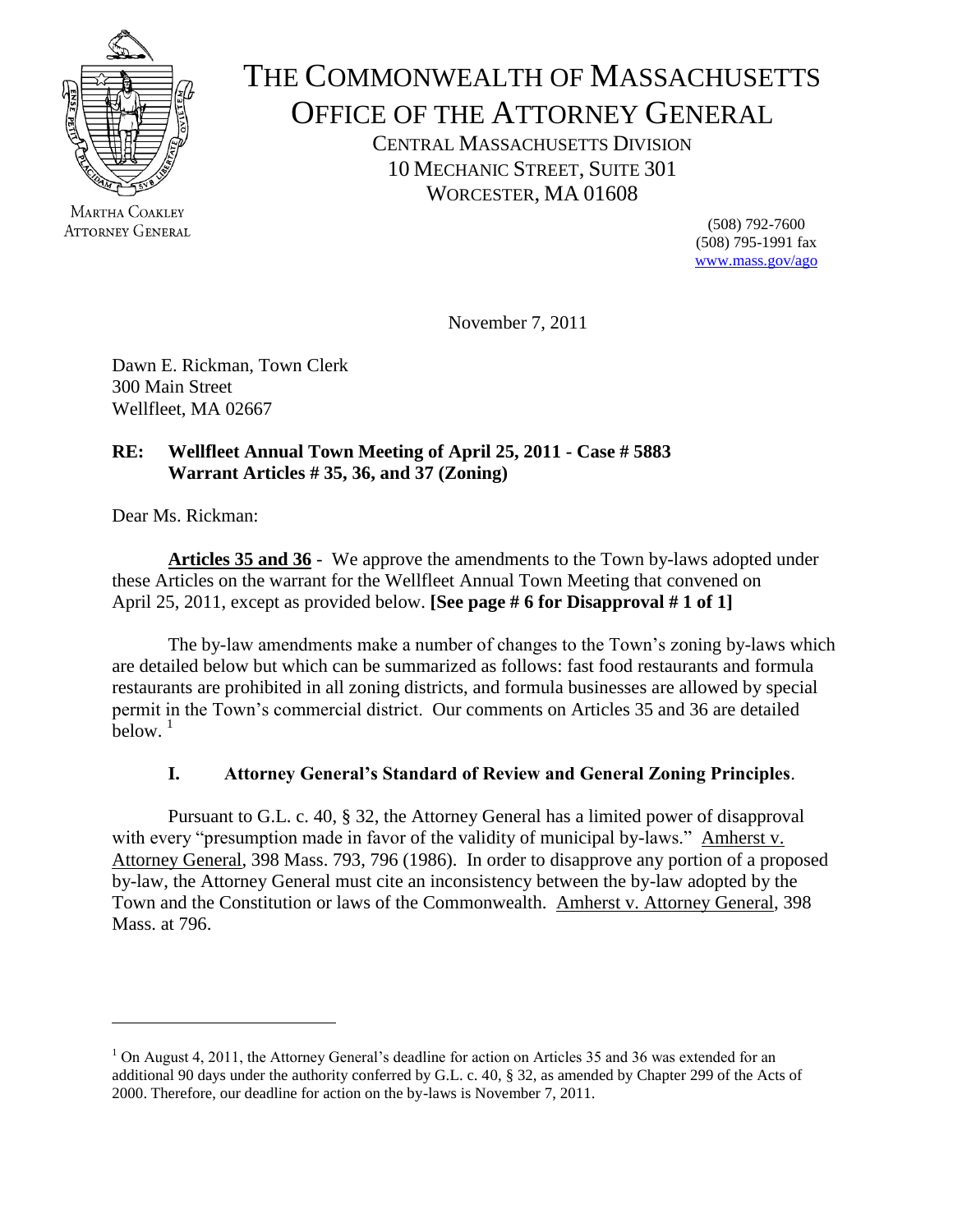# THE COMMONWEALTH OF MASSACHUSETTS
## OFFICE OF THE ATTORNEY GENERAL

CENTRAL MASSACHUSETTS DIVISION
10 MECHANIC STREET, SUITE 301
WORCESTER, MA 01608

MARTHA COAKLEY
ATTORNEY GENERAL

(508) 792-7600
(508) 795-1991 fax
www.mass.gov/ago

November 7, 2011

Dawn E. Rickman, Town Clerk
300 Main Street
Wellfleet, MA 02667

**RE: Wellfleet Annual Town Meeting of April 25, 2011 - Case # 5883**
**Warrant Articles # 35, 36, and 37 (Zoning)**

Dear Ms. Rickman:

**Articles 35 and 36** - We approve the amendments to the Town by-laws adopted under these Articles on the warrant for the Wellfleet Annual Town Meeting that convened on April 25, 2011, except as provided below. **[See page # 6 for Disapproval # 1 of 1]**

The by-law amendments make a number of changes to the Town's zoning by-laws which are detailed below but which can be summarized as follows: fast food restaurants and formula restaurants are prohibited in all zoning districts, and formula businesses are allowed by special permit in the Town's commercial district. Our comments on Articles 35 and 36 are detailed below. [1]

### I. Attorney General's Standard of Review and General Zoning Principles.

Pursuant to G.L. c. 40, § 32, the Attorney General has a limited power of disapproval with every "presumption made in favor of the validity of municipal by-laws." Amherst v. Attorney General, 398 Mass. 793, 796 (1986). In order to disapprove any portion of a proposed by-law, the Attorney General must cite an inconsistency between the by-law adopted by the Town and the Constitution or laws of the Commonwealth. Amherst v. Attorney General, 398 Mass. at 796.

---

[1] On August 4, 2011, the Attorney General's deadline for action on Articles 35 and 36 was extended for an additional 90 days under the authority conferred by G.L. c. 40, § 32, as amended by Chapter 299 of the Acts of 2000. Therefore, our deadline for action on the by-laws is November 7, 2011.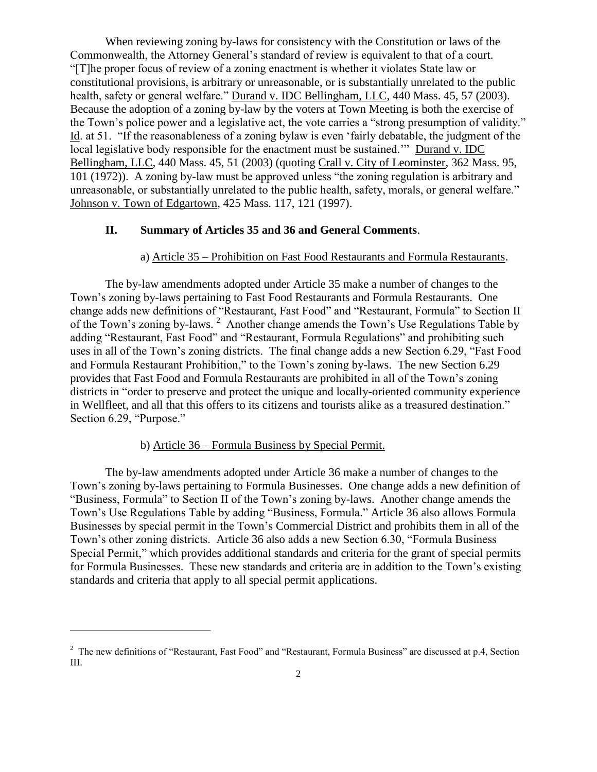When reviewing zoning by-laws for consistency with the Constitution or laws of the Commonwealth, the Attorney General's standard of review is equivalent to that of a court. "[T]he proper focus of review of a zoning enactment is whether it violates State law or constitutional provisions, is arbitrary or unreasonable, or is substantially unrelated to the public health, safety or general welfare." Durand v. IDC Bellingham, LLC, 440 Mass. 45, 57 (2003). Because the adoption of a zoning by-law by the voters at Town Meeting is both the exercise of the Town's police power and a legislative act, the vote carries a "strong presumption of validity." Id. at 51. "If the reasonableness of a zoning bylaw is even 'fairly debatable, the judgment of the local legislative body responsible for the enactment must be sustained.'" Durand v. IDC Bellingham, LLC, 440 Mass. 45, 51 (2003) (quoting Crall v. City of Leominster, 362 Mass. 95, 101 (1972)). A zoning by-law must be approved unless "the zoning regulation is arbitrary and unreasonable, or substantially unrelated to the public health, safety, morals, or general welfare." Johnson v. Town of Edgartown, 425 Mass. 117, 121 (1997).

## II. Summary of Articles 35 and 36 and General Comments.

### a) Article 35 – Prohibition on Fast Food Restaurants and Formula Restaurants.

The by-law amendments adopted under Article 35 make a number of changes to the Town's zoning by-laws pertaining to Fast Food Restaurants and Formula Restaurants. One change adds new definitions of "Restaurant, Fast Food" and "Restaurant, Formula" to Section II of the Town's zoning by-laws. [2] Another change amends the Town's Use Regulations Table by adding "Restaurant, Fast Food" and "Restaurant, Formula Regulations" and prohibiting such uses in all of the Town's zoning districts. The final change adds a new Section 6.29, "Fast Food and Formula Restaurant Prohibition," to the Town's zoning by-laws. The new Section 6.29 provides that Fast Food and Formula Restaurants are prohibited in all of the Town's zoning districts in "order to preserve and protect the unique and locally-oriented community experience in Wellfleet, and all that this offers to its citizens and tourists alike as a treasured destination." Section 6.29, "Purpose."

### b) Article 36 – Formula Business by Special Permit.

The by-law amendments adopted under Article 36 make a number of changes to the Town's zoning by-laws pertaining to Formula Businesses. One change adds a new definition of "Business, Formula" to Section II of the Town's zoning by-laws. Another change amends the Town's Use Regulations Table by adding "Business, Formula." Article 36 also allows Formula Businesses by special permit in the Town's Commercial District and prohibits them in all of the Town's other zoning districts. Article 36 also adds a new Section 6.30, "Formula Business Special Permit," which provides additional standards and criteria for the grant of special permits for Formula Businesses. These new standards and criteria are in addition to the Town's existing standards and criteria that apply to all special permit applications.

---

[2] The new definitions of "Restaurant, Fast Food" and "Restaurant, Formula Business" are discussed at p.4, Section III.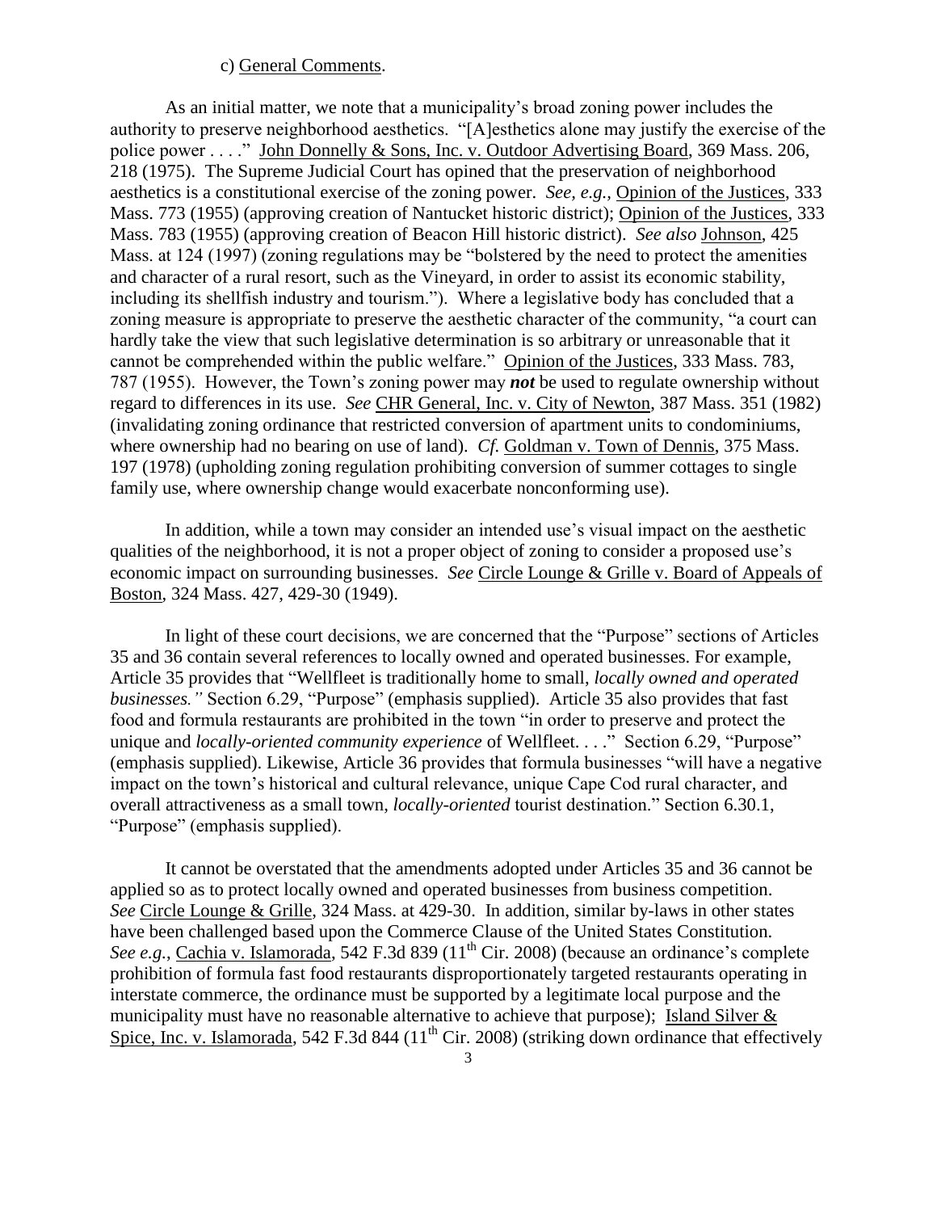c) General Comments.

As an initial matter, we note that a municipality's broad zoning power includes the authority to preserve neighborhood aesthetics. "[A]esthetics alone may justify the exercise of the police power . . . ." John Donnelly & Sons, Inc. v. Outdoor Advertising Board, 369 Mass. 206, 218 (1975). The Supreme Judicial Court has opined that the preservation of neighborhood aesthetics is a constitutional exercise of the zoning power. *See, e.g.,* Opinion of the Justices, 333 Mass. 773 (1955) (approving creation of Nantucket historic district); Opinion of the Justices, 333 Mass. 783 (1955) (approving creation of Beacon Hill historic district). *See also* Johnson, 425 Mass. at 124 (1997) (zoning regulations may be "bolstered by the need to protect the amenities and character of a rural resort, such as the Vineyard, in order to assist its economic stability, including its shellfish industry and tourism."). Where a legislative body has concluded that a zoning measure is appropriate to preserve the aesthetic character of the community, "a court can hardly take the view that such legislative determination is so arbitrary or unreasonable that it cannot be comprehended within the public welfare." Opinion of the Justices, 333 Mass. 783, 787 (1955). However, the Town's zoning power may ***not*** be used to regulate ownership without regard to differences in its use. *See* CHR General, Inc. v. City of Newton, 387 Mass. 351 (1982) (invalidating zoning ordinance that restricted conversion of apartment units to condominiums, where ownership had no bearing on use of land). *Cf.* Goldman v. Town of Dennis, 375 Mass. 197 (1978) (upholding zoning regulation prohibiting conversion of summer cottages to single family use, where ownership change would exacerbate nonconforming use).

In addition, while a town may consider an intended use's visual impact on the aesthetic qualities of the neighborhood, it is not a proper object of zoning to consider a proposed use's economic impact on surrounding businesses. *See* Circle Lounge & Grille v. Board of Appeals of Boston, 324 Mass. 427, 429-30 (1949).

In light of these court decisions, we are concerned that the "Purpose" sections of Articles 35 and 36 contain several references to locally owned and operated businesses. For example, Article 35 provides that "Wellfleet is traditionally home to small, *locally owned and operated businesses."* Section 6.29, "Purpose" (emphasis supplied). Article 35 also provides that fast food and formula restaurants are prohibited in the town "in order to preserve and protect the unique and *locally-oriented community experience* of Wellfleet. . . ." Section 6.29, "Purpose" (emphasis supplied). Likewise, Article 36 provides that formula businesses "will have a negative impact on the town's historical and cultural relevance, unique Cape Cod rural character, and overall attractiveness as a small town, *locally-oriented* tourist destination." Section 6.30.1, "Purpose" (emphasis supplied).

It cannot be overstated that the amendments adopted under Articles 35 and 36 cannot be applied so as to protect locally owned and operated businesses from business competition. *See* Circle Lounge & Grille, 324 Mass. at 429-30. In addition, similar by-laws in other states have been challenged based upon the Commerce Clause of the United States Constitution. *See e.g.,* Cachia v. Islamorada, 542 F.3d 839 (11th Cir. 2008) (because an ordinance's complete prohibition of formula fast food restaurants disproportionately targeted restaurants operating in interstate commerce, the ordinance must be supported by a legitimate local purpose and the municipality must have no reasonable alternative to achieve that purpose); Island Silver & Spice, Inc. v. Islamorada, 542 F.3d 844 (11th Cir. 2008) (striking down ordinance that effectively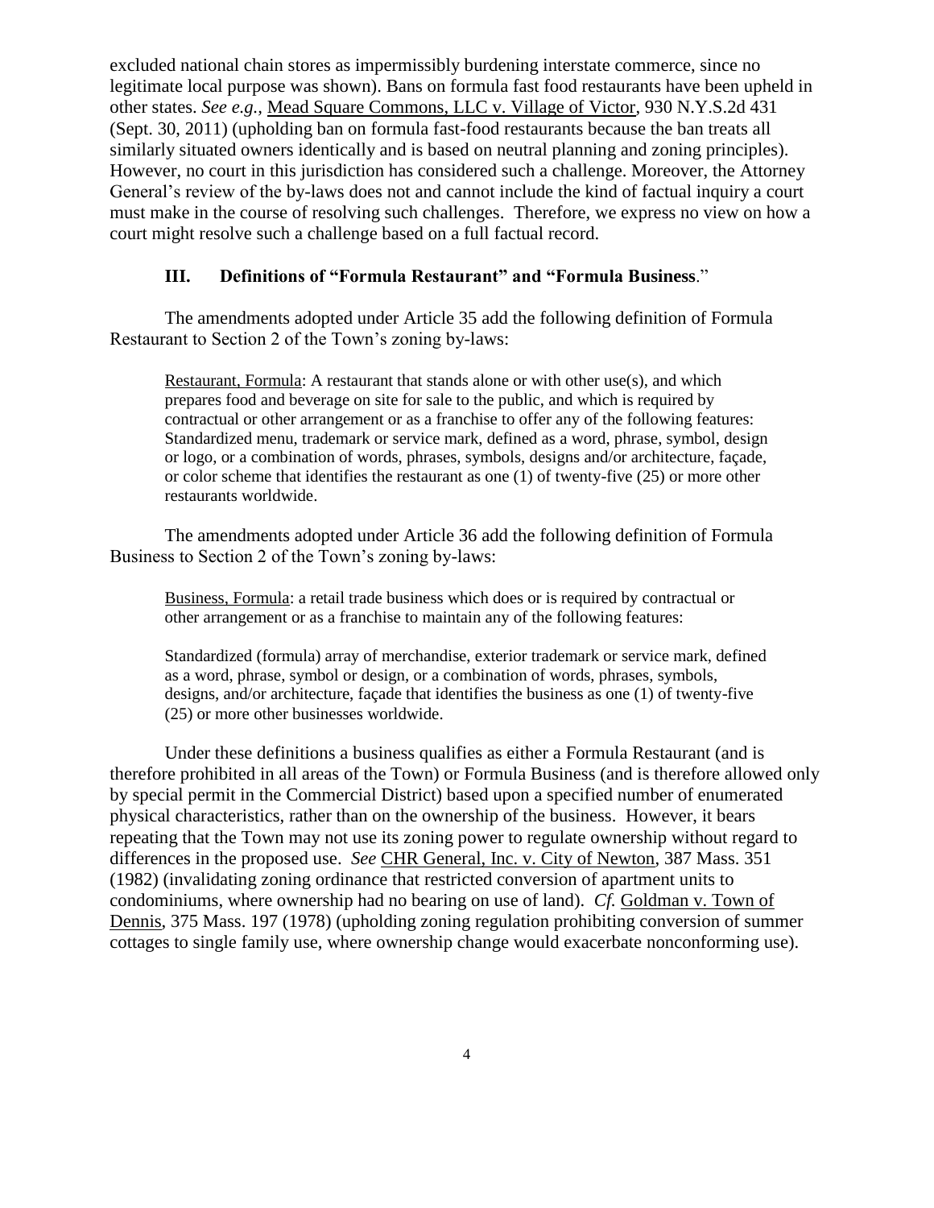excluded national chain stores as impermissibly burdening interstate commerce, since no legitimate local purpose was shown). Bans on formula fast food restaurants have been upheld in other states. *See e.g.,* Mead Square Commons, LLC v. Village of Victor, 930 N.Y.S.2d 431 (Sept. 30, 2011) (upholding ban on formula fast-food restaurants because the ban treats all similarly situated owners identically and is based on neutral planning and zoning principles). However, no court in this jurisdiction has considered such a challenge. Moreover, the Attorney General's review of the by-laws does not and cannot include the kind of factual inquiry a court must make in the course of resolving such challenges. Therefore, we express no view on how a court might resolve such a challenge based on a full factual record.

### III. Definitions of "Formula Restaurant" and "Formula Business."

The amendments adopted under Article 35 add the following definition of Formula Restaurant to Section 2 of the Town's zoning by-laws:

> Restaurant, Formula: A restaurant that stands alone or with other use(s), and which prepares food and beverage on site for sale to the public, and which is required by contractual or other arrangement or as a franchise to offer any of the following features: Standardized menu, trademark or service mark, defined as a word, phrase, symbol, design or logo, or a combination of words, phrases, symbols, designs and/or architecture, façade, or color scheme that identifies the restaurant as one (1) of twenty-five (25) or more other restaurants worldwide.

The amendments adopted under Article 36 add the following definition of Formula Business to Section 2 of the Town's zoning by-laws:

> Business, Formula: a retail trade business which does or is required by contractual or other arrangement or as a franchise to maintain any of the following features:
>
> Standardized (formula) array of merchandise, exterior trademark or service mark, defined as a word, phrase, symbol or design, or a combination of words, phrases, symbols, designs, and/or architecture, façade that identifies the business as one (1) of twenty-five (25) or more other businesses worldwide.

Under these definitions a business qualifies as either a Formula Restaurant (and is therefore prohibited in all areas of the Town) or Formula Business (and is therefore allowed only by special permit in the Commercial District) based upon a specified number of enumerated physical characteristics, rather than on the ownership of the business. However, it bears repeating that the Town may not use its zoning power to regulate ownership without regard to differences in the proposed use. *See* CHR General, Inc. v. City of Newton, 387 Mass. 351 (1982) (invalidating zoning ordinance that restricted conversion of apartment units to condominiums, where ownership had no bearing on use of land). *Cf.* Goldman v. Town of Dennis, 375 Mass. 197 (1978) (upholding zoning regulation prohibiting conversion of summer cottages to single family use, where ownership change would exacerbate nonconforming use).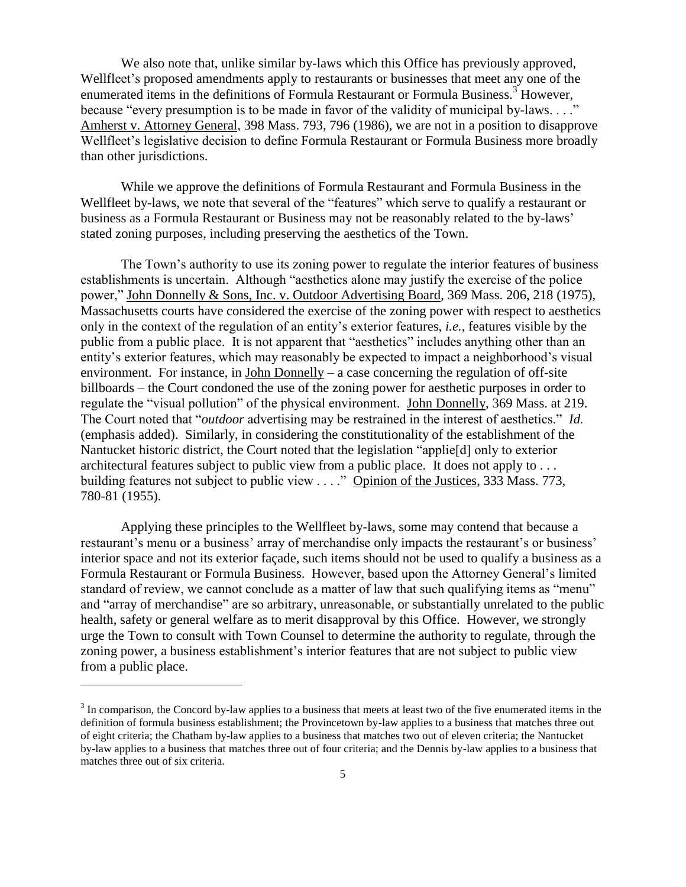We also note that, unlike similar by-laws which this Office has previously approved, Wellfleet's proposed amendments apply to restaurants or businesses that meet any one of the enumerated items in the definitions of Formula Restaurant or Formula Business.[3] However, because "every presumption is to be made in favor of the validity of municipal by-laws. . . ." Amherst v. Attorney General, 398 Mass. 793, 796 (1986), we are not in a position to disapprove Wellfleet's legislative decision to define Formula Restaurant or Formula Business more broadly than other jurisdictions.

While we approve the definitions of Formula Restaurant and Formula Business in the Wellfleet by-laws, we note that several of the "features" which serve to qualify a restaurant or business as a Formula Restaurant or Business may not be reasonably related to the by-laws' stated zoning purposes, including preserving the aesthetics of the Town.

The Town's authority to use its zoning power to regulate the interior features of business establishments is uncertain. Although "aesthetics alone may justify the exercise of the police power," John Donnelly & Sons, Inc. v. Outdoor Advertising Board, 369 Mass. 206, 218 (1975), Massachusetts courts have considered the exercise of the zoning power with respect to aesthetics only in the context of the regulation of an entity's exterior features, *i.e.*, features visible by the public from a public place. It is not apparent that "aesthetics" includes anything other than an entity's exterior features, which may reasonably be expected to impact a neighborhood's visual environment. For instance, in John Donnelly – a case concerning the regulation of off-site billboards – the Court condoned the use of the zoning power for aesthetic purposes in order to regulate the "visual pollution" of the physical environment. John Donnelly, 369 Mass. at 219. The Court noted that "*outdoor* advertising may be restrained in the interest of aesthetics." *Id.* (emphasis added). Similarly, in considering the constitutionality of the establishment of the Nantucket historic district, the Court noted that the legislation "applie[d] only to exterior architectural features subject to public view from a public place. It does not apply to . . . building features not subject to public view . . . ." Opinion of the Justices, 333 Mass. 773, 780-81 (1955).

Applying these principles to the Wellfleet by-laws, some may contend that because a restaurant's menu or a business' array of merchandise only impacts the restaurant's or business' interior space and not its exterior façade, such items should not be used to qualify a business as a Formula Restaurant or Formula Business. However, based upon the Attorney General's limited standard of review, we cannot conclude as a matter of law that such qualifying items as "menu" and "array of merchandise" are so arbitrary, unreasonable, or substantially unrelated to the public health, safety or general welfare as to merit disapproval by this Office. However, we strongly urge the Town to consult with Town Counsel to determine the authority to regulate, through the zoning power, a business establishment's interior features that are not subject to public view from a public place.

---

[3] In comparison, the Concord by-law applies to a business that meets at least two of the five enumerated items in the definition of formula business establishment; the Provincetown by-law applies to a business that matches three out of eight criteria; the Chatham by-law applies to a business that matches two out of eleven criteria; the Nantucket by-law applies to a business that matches three out of four criteria; and the Dennis by-law applies to a business that matches three out of six criteria.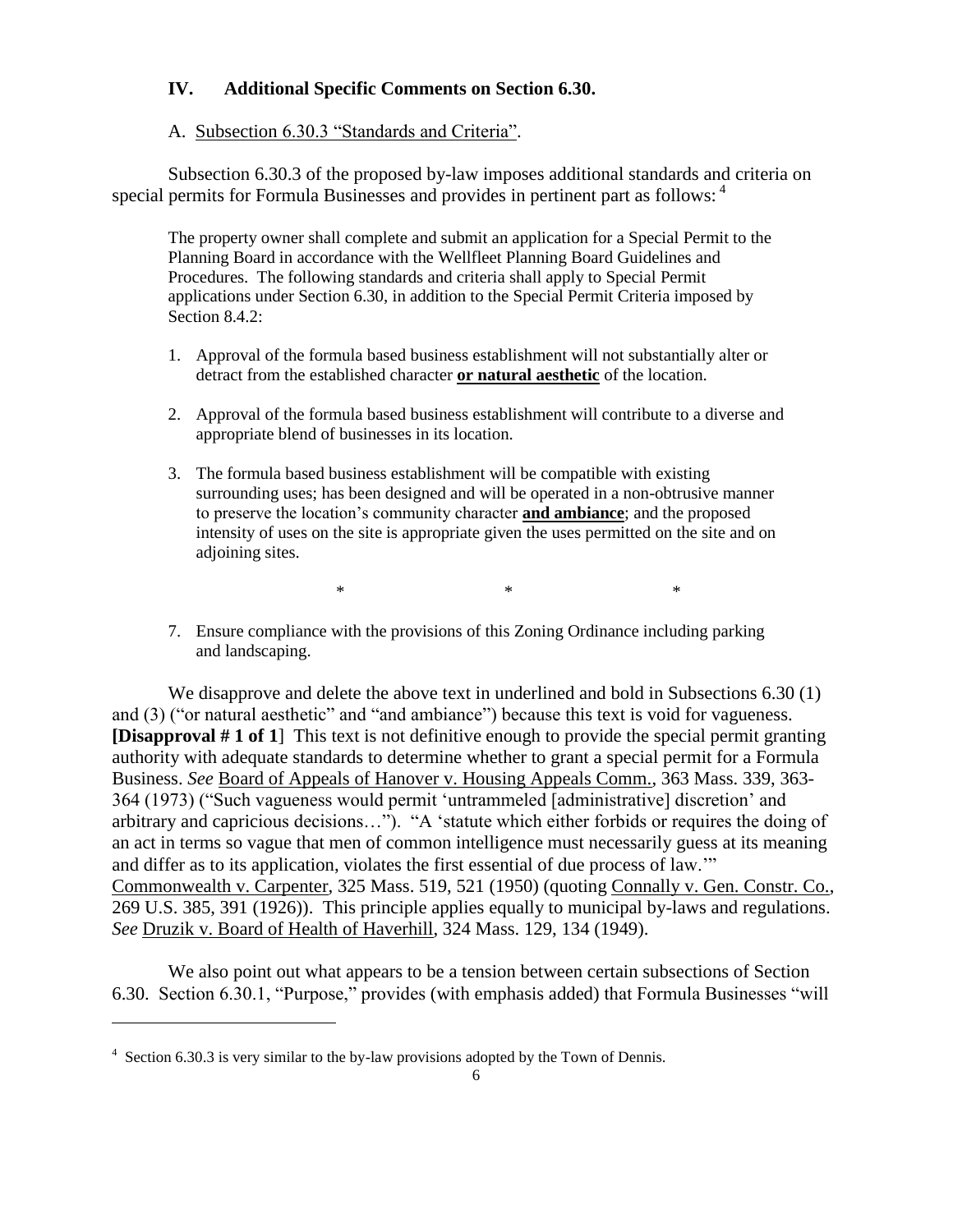## IV. Additional Specific Comments on Section 6.30.

### A. <u>Subsection 6.30.3 "Standards and Criteria"</u>.

Subsection 6.30.3 of the proposed by-law imposes additional standards and criteria on special permits for Formula Businesses and provides in pertinent part as follows: [4]

> The property owner shall complete and submit an application for a Special Permit to the Planning Board in accordance with the Wellfleet Planning Board Guidelines and Procedures. The following standards and criteria shall apply to Special Permit applications under Section 6.30, in addition to the Special Permit Criteria imposed by Section 8.4.2:
>
> 1. Approval of the formula based business establishment will not substantially alter or detract from the established character **<u>or natural aesthetic</u>** of the location.
>
> 2. Approval of the formula based business establishment will contribute to a diverse and appropriate blend of businesses in its location.
>
> 3. The formula based business establishment will be compatible with existing surrounding uses; has been designed and will be operated in a non-obtrusive manner to preserve the location's community character **<u>and ambiance</u>**; and the proposed intensity of uses on the site is appropriate given the uses permitted on the site and on adjoining sites.
>
> \* \* \*
>
> 7. Ensure compliance with the provisions of this Zoning Ordinance including parking and landscaping.

We disapprove and delete the above text in underlined and bold in Subsections 6.30 (1) and (3) ("or natural aesthetic" and "and ambiance") because this text is void for vagueness. **[Disapproval # 1 of 1]** This text is not definitive enough to provide the special permit granting authority with adequate standards to determine whether to grant a special permit for a Formula Business. *See* <u>Board of Appeals of Hanover v. Housing Appeals Comm.</u>, 363 Mass. 339, 363-364 (1973) ("Such vagueness would permit 'untrammeled [administrative] discretion' and arbitrary and capricious decisions…"). "A 'statute which either forbids or requires the doing of an act in terms so vague that men of common intelligence must necessarily guess at its meaning and differ as to its application, violates the first essential of due process of law.'" <u>Commonwealth v. Carpenter</u>, 325 Mass. 519, 521 (1950) (quoting <u>Connally v. Gen. Constr. Co.</u>, 269 U.S. 385, 391 (1926)). This principle applies equally to municipal by-laws and regulations. *See* <u>Druzik v. Board of Health of Haverhill</u>, 324 Mass. 129, 134 (1949).

We also point out what appears to be a tension between certain subsections of Section 6.30. Section 6.30.1, "Purpose," provides (with emphasis added) that Formula Businesses "will

---

[4] Section 6.30.3 is very similar to the by-law provisions adopted by the Town of Dennis.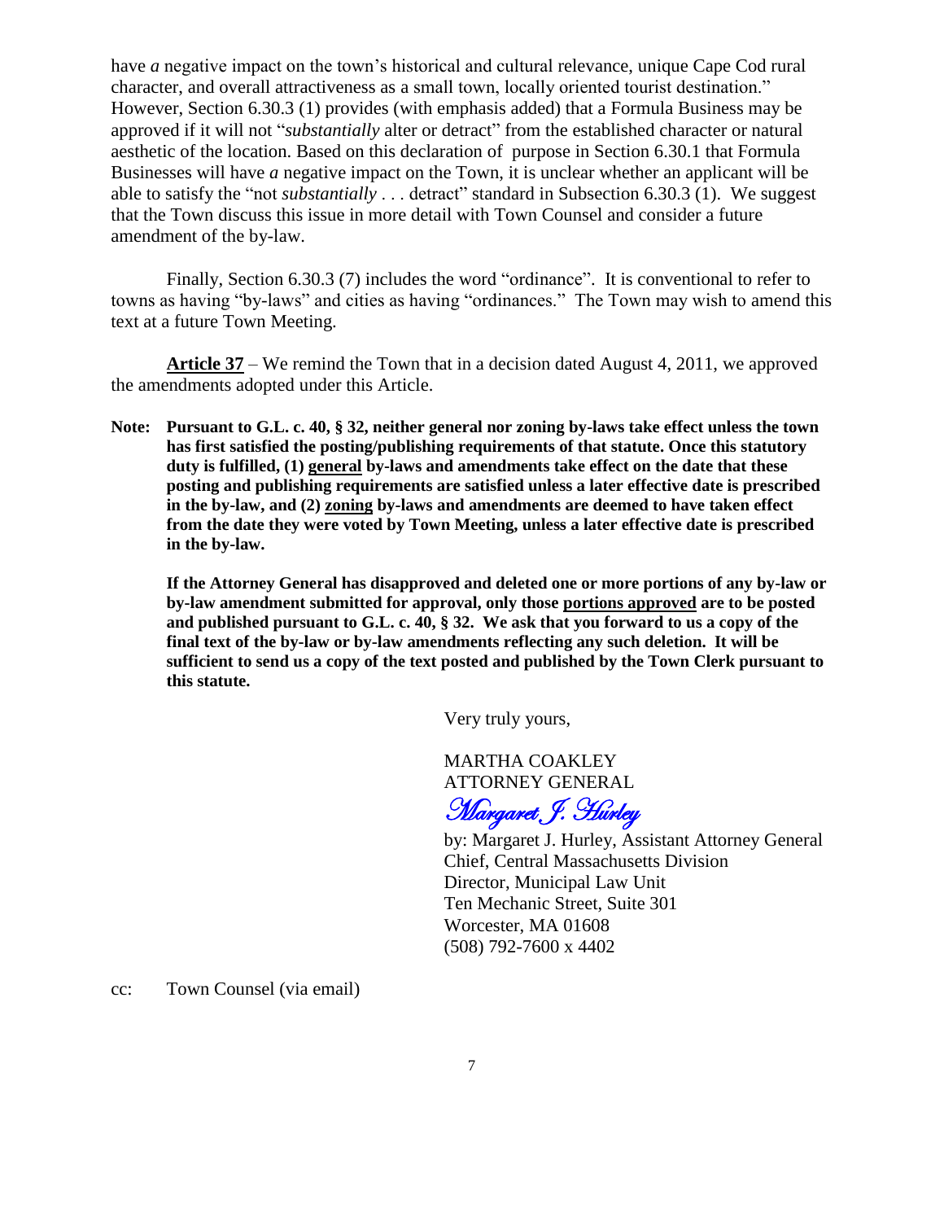have *a* negative impact on the town's historical and cultural relevance, unique Cape Cod rural character, and overall attractiveness as a small town, locally oriented tourist destination." However, Section 6.30.3 (1) provides (with emphasis added) that a Formula Business may be approved if it will not "*substantially* alter or detract" from the established character or natural aesthetic of the location. Based on this declaration of purpose in Section 6.30.1 that Formula Businesses will have *a* negative impact on the Town, it is unclear whether an applicant will be able to satisfy the "not *substantially* . . . detract" standard in Subsection 6.30.3 (1). We suggest that the Town discuss this issue in more detail with Town Counsel and consider a future amendment of the by-law.

Finally, Section 6.30.3 (7) includes the word "ordinance". It is conventional to refer to towns as having "by-laws" and cities as having "ordinances." The Town may wish to amend this text at a future Town Meeting.

**Article 37** – We remind the Town that in a decision dated August 4, 2011, we approved the amendments adopted under this Article.

**Note: Pursuant to G.L. c. 40, § 32, neither general nor zoning by-laws take effect unless the town has first satisfied the posting/publishing requirements of that statute. Once this statutory duty is fulfilled, (1) general by-laws and amendments take effect on the date that these posting and publishing requirements are satisfied unless a later effective date is prescribed in the by-law, and (2) zoning by-laws and amendments are deemed to have taken effect from the date they were voted by Town Meeting, unless a later effective date is prescribed in the by-law.**

**If the Attorney General has disapproved and deleted one or more portions of any by-law or by-law amendment submitted for approval, only those portions approved are to be posted and published pursuant to G.L. c. 40, § 32. We ask that you forward to us a copy of the final text of the by-law or by-law amendments reflecting any such deletion. It will be sufficient to send us a copy of the text posted and published by the Town Clerk pursuant to this statute.**

Very truly yours,

MARTHA COAKLEY
ATTORNEY GENERAL

*Margaret J. Hurley*

by: Margaret J. Hurley, Assistant Attorney General
Chief, Central Massachusetts Division
Director, Municipal Law Unit
Ten Mechanic Street, Suite 301
Worcester, MA 01608
(508) 792-7600 x 4402

cc: Town Counsel (via email)